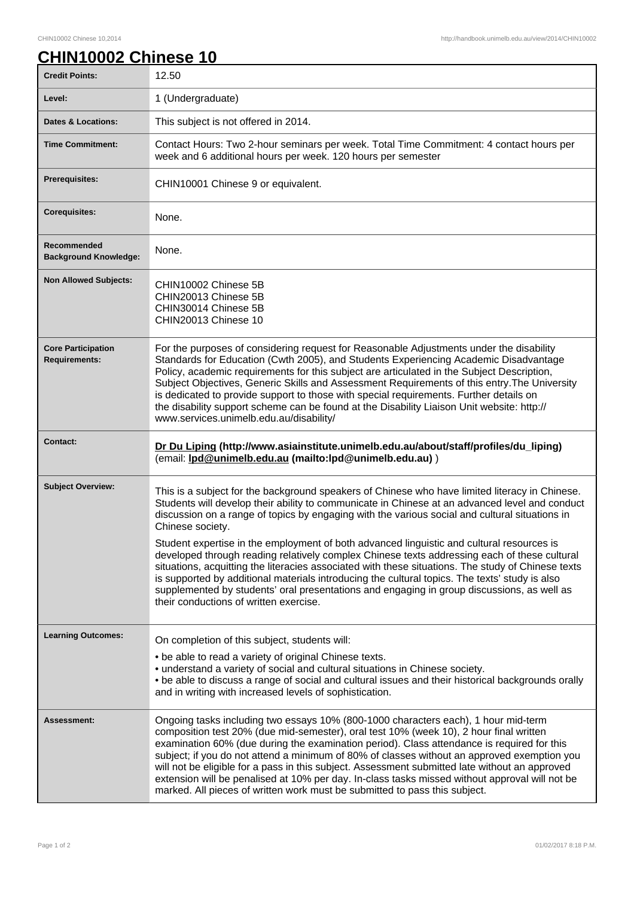# CHIN10002 Chinese 10

| | |
|---|---|
| **Credit Points:** | 12.50 |
| **Level:** | 1 (Undergraduate) |
| **Dates & Locations:** | This subject is not offered in 2014. |
| **Time Commitment:** | Contact Hours: Two 2-hour seminars per week. Total Time Commitment: 4 contact hours per week and 6 additional hours per week. 120 hours per semester |
| **Prerequisites:** | CHIN10001 Chinese 9 or equivalent. |
| **Corequisites:** | None. |
| **Recommended Background Knowledge:** | None. |
| **Non Allowed Subjects:** | CHIN10002 Chinese 5B<br>CHIN20013 Chinese 5B<br>CHIN30014 Chinese 5B<br>CHIN20013 Chinese 10 |
| **Core Participation Requirements:** | For the purposes of considering request for Reasonable Adjustments under the disability Standards for Education (Cwth 2005), and Students Experiencing Academic Disadvantage Policy, academic requirements for this subject are articulated in the Subject Description, Subject Objectives, Generic Skills and Assessment Requirements of this entry.The University is dedicated to provide support to those with special requirements. Further details on the disability support scheme can be found at the Disability Liaison Unit website: http://www.services.unimelb.edu.au/disability/ |
| **Contact:** | **Dr Du Liping (http://www.asiainstitute.unimelb.edu.au/about/staff/profiles/du_liping)** (email: **lpd@unimelb.edu.au (mailto:lpd@unimelb.edu.au)** ) |
| **Subject Overview:** | This is a subject for the background speakers of Chinese who have limited literacy in Chinese. Students will develop their ability to communicate in Chinese at an advanced level and conduct discussion on a range of topics by engaging with the various social and cultural situations in Chinese society.<br><br>Student expertise in the employment of both advanced linguistic and cultural resources is developed through reading relatively complex Chinese texts addressing each of these cultural situations, acquitting the literacies associated with these situations. The study of Chinese texts is supported by additional materials introducing the cultural topics. The texts' study is also supplemented by students' oral presentations and engaging in group discussions, as well as their conductions of written exercise. |
| **Learning Outcomes:** | On completion of this subject, students will:<br><br>• be able to read a variety of original Chinese texts.<br>• understand a variety of social and cultural situations in Chinese society.<br>• be able to discuss a range of social and cultural issues and their historical backgrounds orally and in writing with increased levels of sophistication. |
| **Assessment:** | Ongoing tasks including two essays 10% (800-1000 characters each), 1 hour mid-term composition test 20% (due mid-semester), oral test 10% (week 10), 2 hour final written examination 60% (due during the examination period). Class attendance is required for this subject; if you do not attend a minimum of 80% of classes without an approved exemption you will not be eligible for a pass in this subject. Assessment submitted late without an approved extension will be penalised at 10% per day. In-class tasks missed without approval will not be marked. All pieces of written work must be submitted to pass this subject. |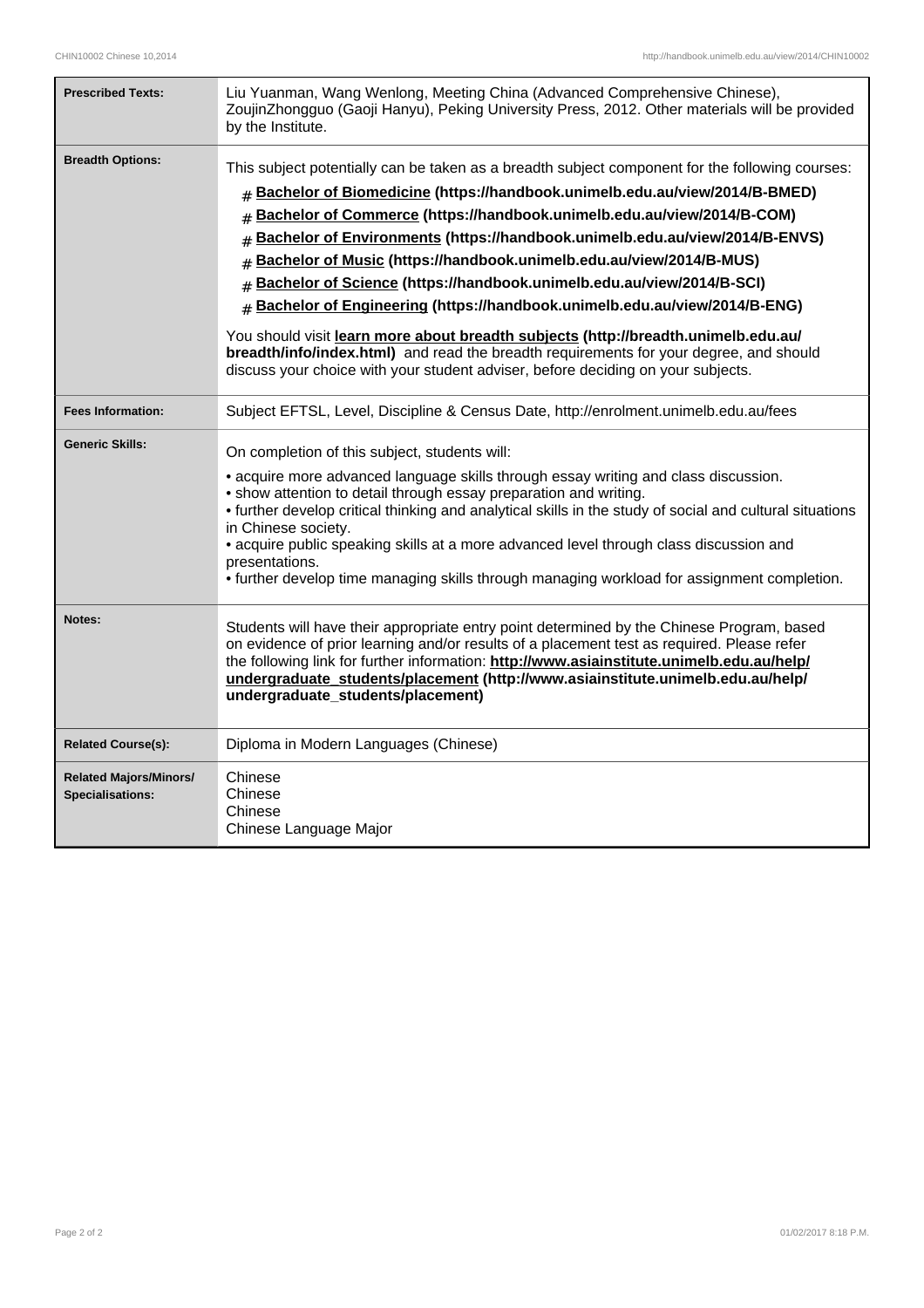| | |
|---|---|
| **Prescribed Texts:** | Liu Yuanman, Wang Wenlong, Meeting China (Advanced Comprehensive Chinese), ZoujinZhongguo (Gaoji Hanyu), Peking University Press, 2012. Other materials will be provided by the Institute. |
| **Breadth Options:** | This subject potentially can be taken as a breadth subject component for the following courses:<br># **Bachelor of Biomedicine (https://handbook.unimelb.edu.au/view/2014/B-BMED)**<br># **Bachelor of Commerce (https://handbook.unimelb.edu.au/view/2014/B-COM)**<br># **Bachelor of Environments (https://handbook.unimelb.edu.au/view/2014/B-ENVS)**<br># **Bachelor of Music (https://handbook.unimelb.edu.au/view/2014/B-MUS)**<br># **Bachelor of Science (https://handbook.unimelb.edu.au/view/2014/B-SCI)**<br># **Bachelor of Engineering (https://handbook.unimelb.edu.au/view/2014/B-ENG)**<br><br>You should visit **learn more about breadth subjects (http://breadth.unimelb.edu.au/breadth/info/index.html)** and read the breadth requirements for your degree, and should discuss your choice with your student adviser, before deciding on your subjects. |
| **Fees Information:** | Subject EFTSL, Level, Discipline & Census Date, http://enrolment.unimelb.edu.au/fees |
| **Generic Skills:** | On completion of this subject, students will:<br>• acquire more advanced language skills through essay writing and class discussion.<br>• show attention to detail through essay preparation and writing.<br>• further develop critical thinking and analytical skills in the study of social and cultural situations in Chinese society.<br>• acquire public speaking skills at a more advanced level through class discussion and presentations.<br>• further develop time managing skills through managing workload for assignment completion. |
| **Notes:** | Students will have their appropriate entry point determined by the Chinese Program, based on evidence of prior learning and/or results of a placement test as required. Please refer the following link for further information: **http://www.asiainstitute.unimelb.edu.au/help/undergraduate_students/placement (http://www.asiainstitute.unimelb.edu.au/help/undergraduate_students/placement)** |
| **Related Course(s):** | Diploma in Modern Languages (Chinese) |
| **Related Majors/Minors/ Specialisations:** | Chinese<br>Chinese<br>Chinese<br>Chinese Language Major |